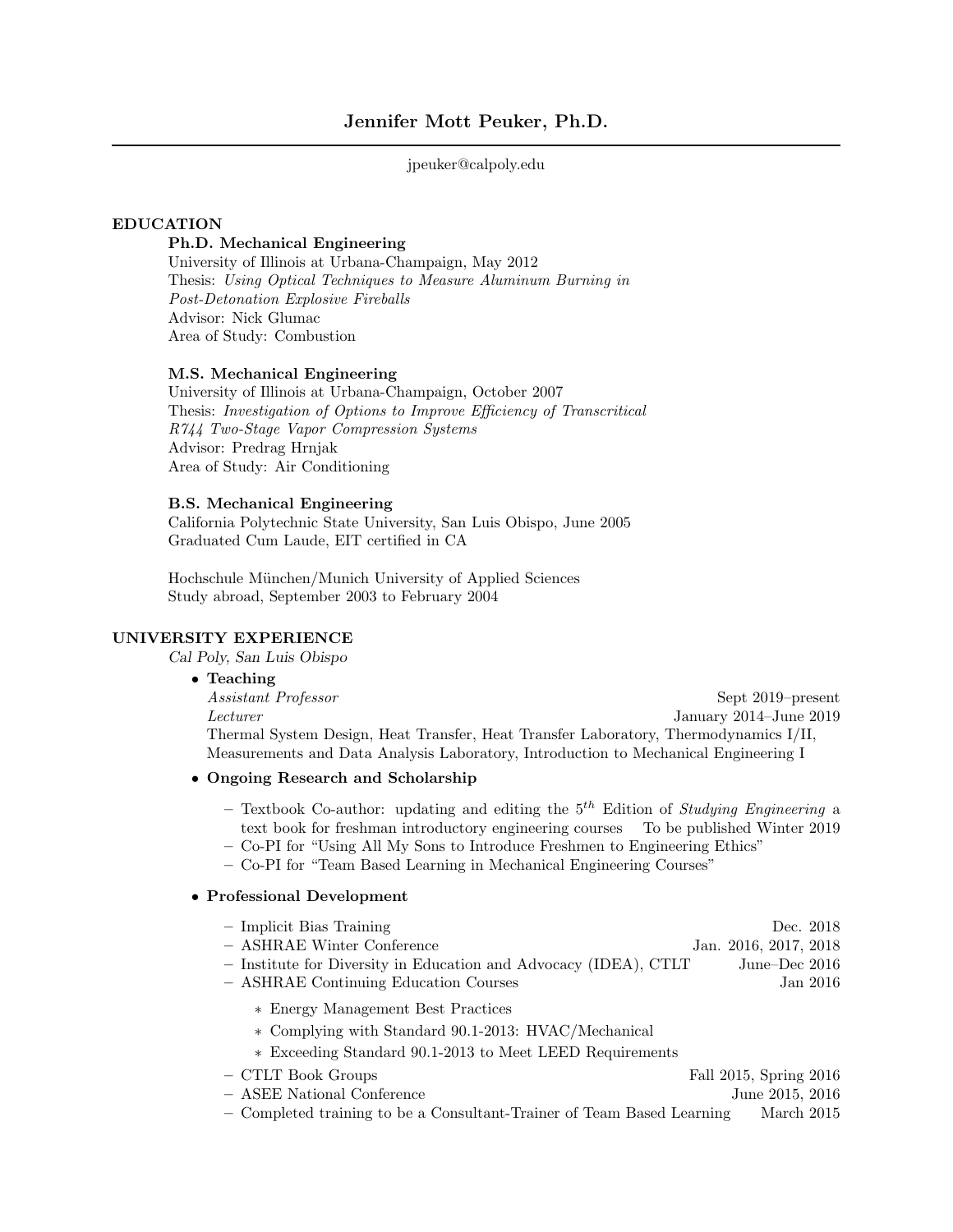# Jennifer Mott Peuker, Ph.D.

jpeuker@calpoly.edu

## EDUCATION

**Ph.D. Mechanical Engineering**
University of Illinois at Urbana-Champaign, May 2012
Thesis: *Using Optical Techniques to Measure Aluminum Burning in Post-Detonation Explosive Fireballs*
Advisor: Nick Glumac
Area of Study: Combustion

**M.S. Mechanical Engineering**
University of Illinois at Urbana-Champaign, October 2007
Thesis: *Investigation of Options to Improve Efficiency of Transcritical R744 Two-Stage Vapor Compression Systems*
Advisor: Predrag Hrnjak
Area of Study: Air Conditioning

**B.S. Mechanical Engineering**
California Polytechnic State University, San Luis Obispo, June 2005
Graduated Cum Laude, EIT certified in CA

Hochschule München/Munich University of Applied Sciences
Study abroad, September 2003 to February 2004

## UNIVERSITY EXPERIENCE

*Cal Poly, San Luis Obispo*

- **Teaching**
  *Assistant Professor* — Sept 2019–present
  *Lecturer* — January 2014–June 2019
  Thermal System Design, Heat Transfer, Heat Transfer Laboratory, Thermodynamics I/II, Measurements and Data Analysis Laboratory, Introduction to Mechanical Engineering I
- **Ongoing Research and Scholarship**
  - Textbook Co-author: updating and editing the 5th Edition of *Studying Engineering* a text book for freshman introductory engineering courses — To be published Winter 2019
  - Co-PI for "Using All My Sons to Introduce Freshmen to Engineering Ethics"
  - Co-PI for "Team Based Learning in Mechanical Engineering Courses"
- **Professional Development**
  - Implicit Bias Training — Dec. 2018
  - ASHRAE Winter Conference — Jan. 2016, 2017, 2018
  - Institute for Diversity in Education and Advocacy (IDEA), CTLT — June–Dec 2016
  - ASHRAE Continuing Education Courses — Jan 2016
    - Energy Management Best Practices
    - Complying with Standard 90.1-2013: HVAC/Mechanical
    - Exceeding Standard 90.1-2013 to Meet LEED Requirements
  - CTLT Book Groups — Fall 2015, Spring 2016
  - ASEE National Conference — June 2015, 2016
  - Completed training to be a Consultant-Trainer of Team Based Learning — March 2015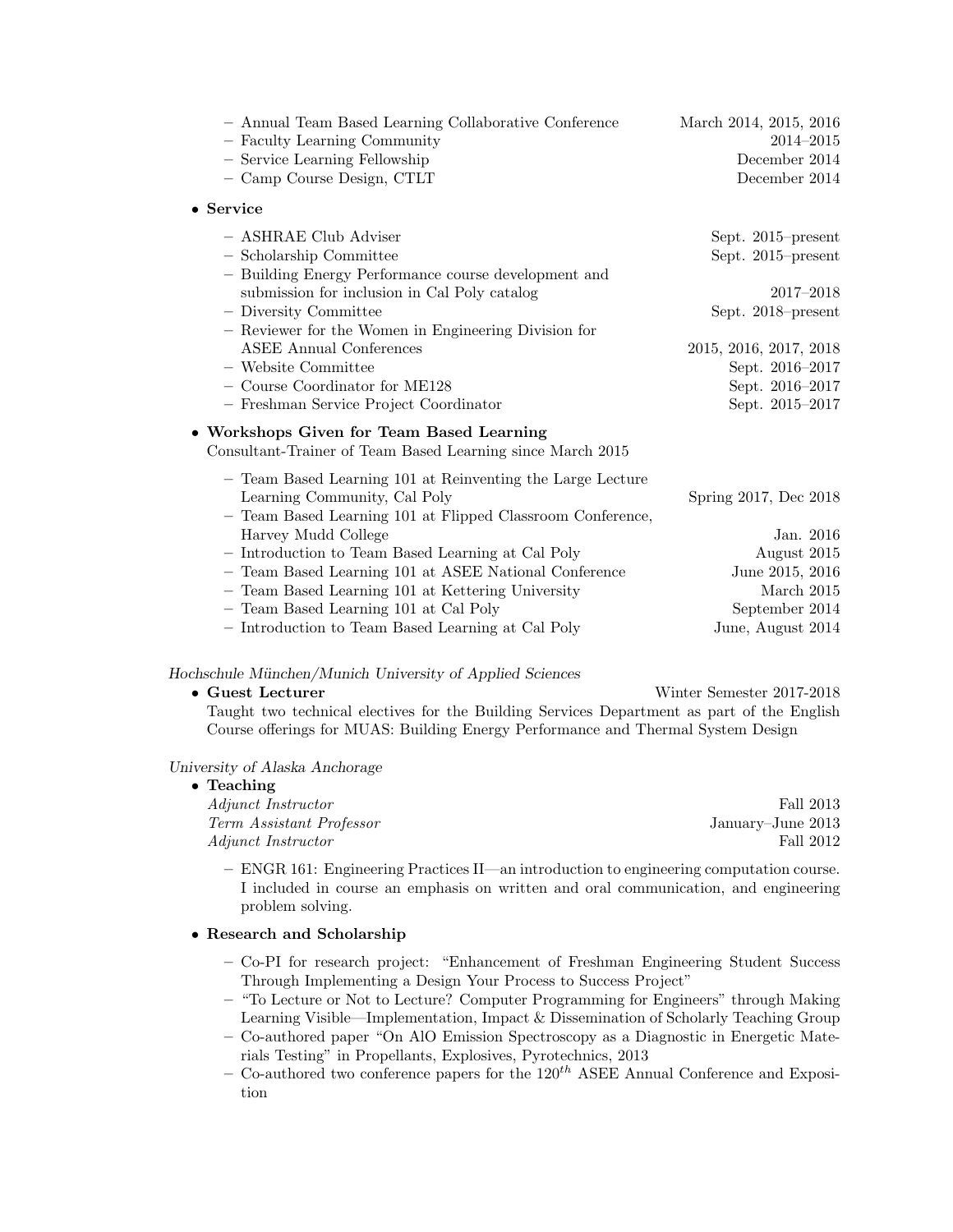- Annual Team Based Learning Collaborative Conference — March 2014, 2015, 2016
- Faculty Learning Community — 2014–2015
- Service Learning Fellowship — December 2014
- Camp Course Design, CTLT — December 2014

- **Service**
  - ASHRAE Club Adviser — Sept. 2015–present
  - Scholarship Committee — Sept. 2015–present
  - Building Energy Performance course development and submission for inclusion in Cal Poly catalog — 2017–2018
  - Diversity Committee — Sept. 2018–present
  - Reviewer for the Women in Engineering Division for ASEE Annual Conferences — 2015, 2016, 2017, 2018
  - Website Committee — Sept. 2016–2017
  - Course Coordinator for ME128 — Sept. 2016–2017
  - Freshman Service Project Coordinator — Sept. 2015–2017

- **Workshops Given for Team Based Learning**
  Consultant-Trainer of Team Based Learning since March 2015
  - Team Based Learning 101 at Reinventing the Large Lecture Learning Community, Cal Poly — Spring 2017, Dec 2018
  - Team Based Learning 101 at Flipped Classroom Conference, Harvey Mudd College — Jan. 2016
  - Introduction to Team Based Learning at Cal Poly — August 2015
  - Team Based Learning 101 at ASEE National Conference — June 2015, 2016
  - Team Based Learning 101 at Kettering University — March 2015
  - Team Based Learning 101 at Cal Poly — September 2014
  - Introduction to Team Based Learning at Cal Poly — June, August 2014

*Hochschule München/Munich University of Applied Sciences*

- **Guest Lecturer** — Winter Semester 2017-2018
  Taught two technical electives for the Building Services Department as part of the English Course offerings for MUAS: Building Energy Performance and Thermal System Design

*University of Alaska Anchorage*

- **Teaching**
  *Adjunct Instructor* — Fall 2013
  *Term Assistant Professor* — January–June 2013
  *Adjunct Instructor* — Fall 2012
  - ENGR 161: Engineering Practices II—an introduction to engineering computation course. I included in course an emphasis on written and oral communication, and engineering problem solving.

- **Research and Scholarship**
  - Co-PI for research project: "Enhancement of Freshman Engineering Student Success Through Implementing a Design Your Process to Success Project"
  - "To Lecture or Not to Lecture? Computer Programming for Engineers" through Making Learning Visible—Implementation, Impact & Dissemination of Scholarly Teaching Group
  - Co-authored paper "On AlO Emission Spectroscopy as a Diagnostic in Energetic Materials Testing" in Propellants, Explosives, Pyrotechnics, 2013
  - Co-authored two conference papers for the $120^{th}$ ASEE Annual Conference and Exposition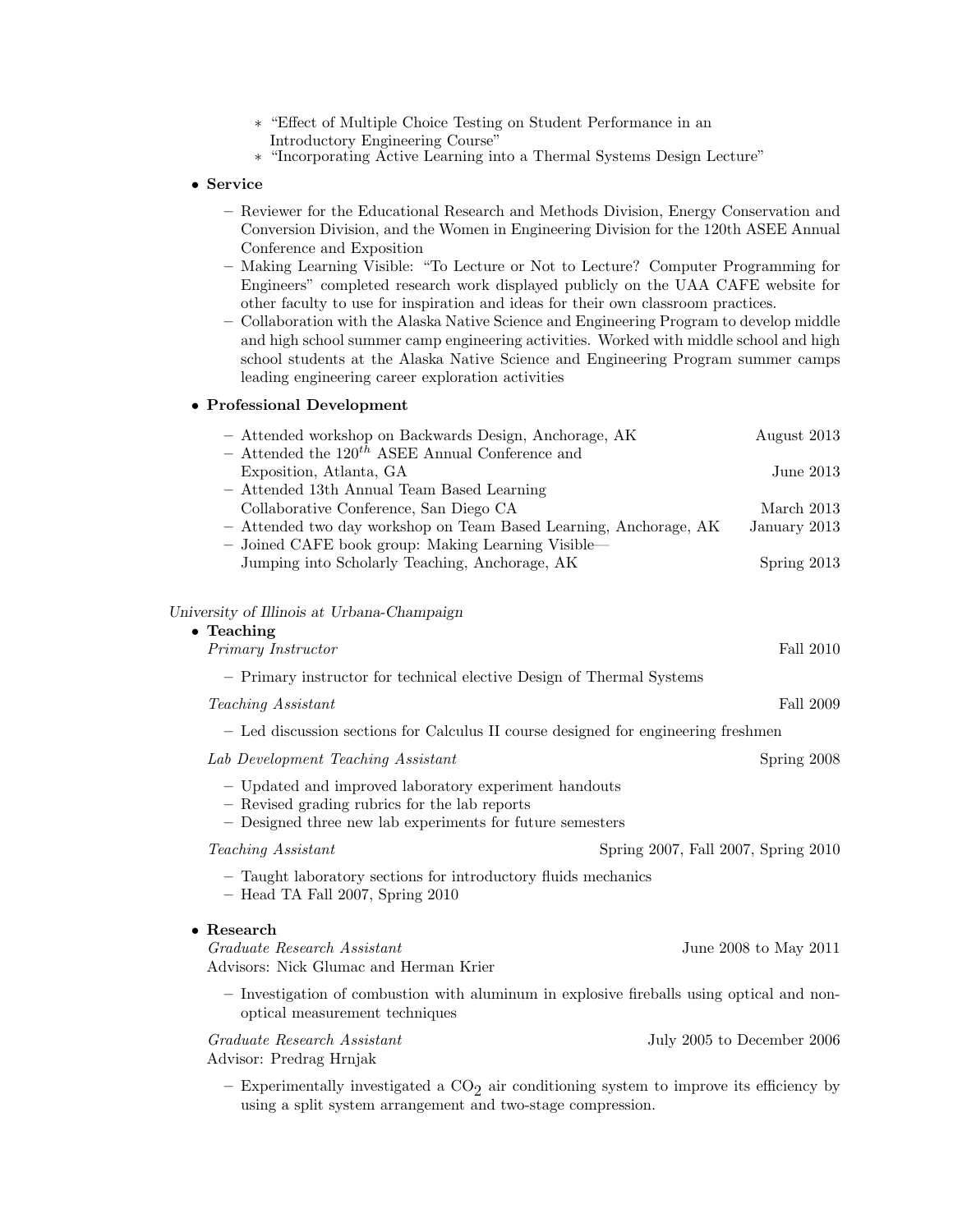- "Effect of Multiple Choice Testing on Student Performance in an Introductory Engineering Course"
    - "Incorporating Active Learning into a Thermal Systems Design Lecture"

- **Service**
  - Reviewer for the Educational Research and Methods Division, Energy Conservation and Conversion Division, and the Women in Engineering Division for the 120th ASEE Annual Conference and Exposition
  - Making Learning Visible: "To Lecture or Not to Lecture? Computer Programming for Engineers" completed research work displayed publicly on the UAA CAFE website for other faculty to use for inspiration and ideas for their own classroom practices.
  - Collaboration with the Alaska Native Science and Engineering Program to develop middle and high school summer camp engineering activities. Worked with middle school and high school students at the Alaska Native Science and Engineering Program summer camps leading engineering career exploration activities

- **Professional Development**
  - Attended workshop on Backwards Design, Anchorage, AK — August 2013
  - Attended the $120^{th}$ ASEE Annual Conference and Exposition, Atlanta, GA — June 2013
  - Attended 13th Annual Team Based Learning Collaborative Conference, San Diego CA — March 2013
  - Attended two day workshop on Team Based Learning, Anchorage, AK — January 2013
  - Joined CAFE book group: Making Learning Visible—Jumping into Scholarly Teaching, Anchorage, AK — Spring 2013

*University of Illinois at Urbana-Champaign*

- **Teaching**

  *Primary Instructor* — Fall 2010
  - Primary instructor for technical elective Design of Thermal Systems

  *Teaching Assistant* — Fall 2009
  - Led discussion sections for Calculus II course designed for engineering freshmen

  *Lab Development Teaching Assistant* — Spring 2008
  - Updated and improved laboratory experiment handouts
  - Revised grading rubrics for the lab reports
  - Designed three new lab experiments for future semesters

  *Teaching Assistant* — Spring 2007, Fall 2007, Spring 2010
  - Taught laboratory sections for introductory fluids mechanics
  - Head TA Fall 2007, Spring 2010

- **Research**

  *Graduate Research Assistant* — June 2008 to May 2011
  Advisors: Nick Glumac and Herman Krier
  - Investigation of combustion with aluminum in explosive fireballs using optical and non-optical measurement techniques

  *Graduate Research Assistant* — July 2005 to December 2006
  Advisor: Predrag Hrnjak
  - Experimentally investigated a $CO_2$ air conditioning system to improve its efficiency by using a split system arrangement and two-stage compression.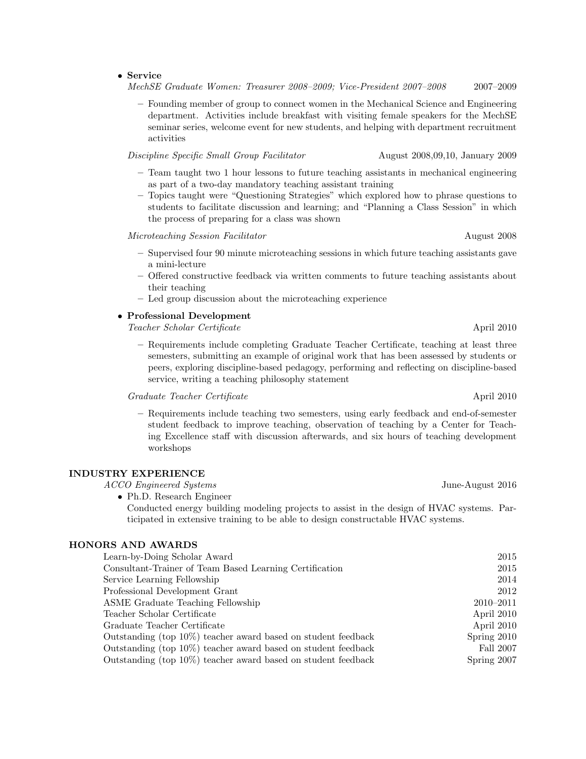- **Service**

  *MechSE Graduate Women: Treasurer 2008–2009; Vice-President 2007–2008* 2007–2009

  - Founding member of group to connect women in the Mechanical Science and Engineering department. Activities include breakfast with visiting female speakers for the MechSE seminar series, welcome event for new students, and helping with department recruitment activities

  *Discipline Specific Small Group Facilitator* August 2008,09,10, January 2009

  - Team taught two 1 hour lessons to future teaching assistants in mechanical engineering as part of a two-day mandatory teaching assistant training
  - Topics taught were "Questioning Strategies" which explored how to phrase questions to students to facilitate discussion and learning; and "Planning a Class Session" in which the process of preparing for a class was shown

  *Microteaching Session Facilitator* August 2008

  - Supervised four 90 minute microteaching sessions in which future teaching assistants gave a mini-lecture
  - Offered constructive feedback via written comments to future teaching assistants about their teaching
  - Led group discussion about the microteaching experience

- **Professional Development**

  *Teacher Scholar Certificate* April 2010

  - Requirements include completing Graduate Teacher Certificate, teaching at least three semesters, submitting an example of original work that has been assessed by students or peers, exploring discipline-based pedagogy, performing and reflecting on discipline-based service, writing a teaching philosophy statement

  *Graduate Teacher Certificate* April 2010

  - Requirements include teaching two semesters, using early feedback and end-of-semester student feedback to improve teaching, observation of teaching by a Center for Teaching Excellence staff with discussion afterwards, and six hours of teaching development workshops

## INDUSTRY EXPERIENCE

*ACCO Engineered Systems* June-August 2016

- Ph.D. Research Engineer

  Conducted energy building modeling projects to assist in the design of HVAC systems. Participated in extensive training to be able to design constructable HVAC systems.

## HONORS AND AWARDS

| | |
|---|---|
| Learn-by-Doing Scholar Award | 2015 |
| Consultant-Trainer of Team Based Learning Certification | 2015 |
| Service Learning Fellowship | 2014 |
| Professional Development Grant | 2012 |
| ASME Graduate Teaching Fellowship | 2010–2011 |
| Teacher Scholar Certificate | April 2010 |
| Graduate Teacher Certificate | April 2010 |
| Outstanding (top 10%) teacher award based on student feedback | Spring 2010 |
| Outstanding (top 10%) teacher award based on student feedback | Fall 2007 |
| Outstanding (top 10%) teacher award based on student feedback | Spring 2007 |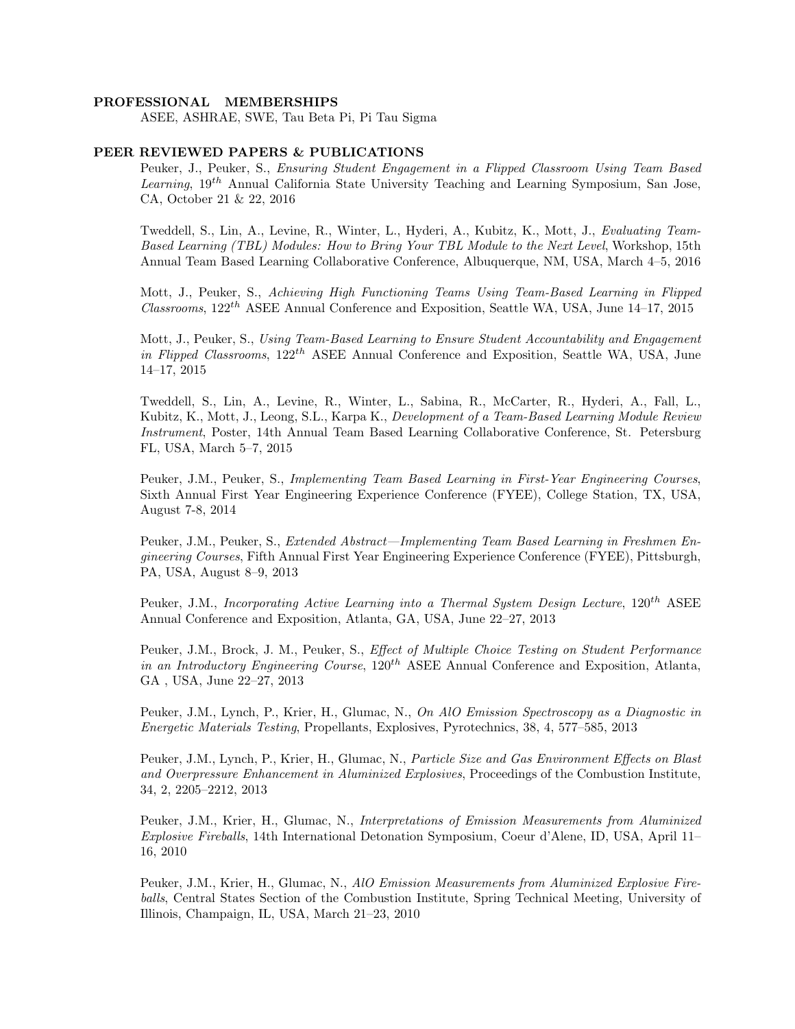## PROFESSIONAL MEMBERSHIPS

ASEE, ASHRAE, SWE, Tau Beta Pi, Pi Tau Sigma

## PEER REVIEWED PAPERS & PUBLICATIONS

Peuker, J., Peuker, S., *Ensuring Student Engagement in a Flipped Classroom Using Team Based Learning*, $19^{th}$ Annual California State University Teaching and Learning Symposium, San Jose, CA, October 21 & 22, 2016

Tweddell, S., Lin, A., Levine, R., Winter, L., Hyderi, A., Kubitz, K., Mott, J., *Evaluating Team-Based Learning (TBL) Modules: How to Bring Your TBL Module to the Next Level*, Workshop, 15th Annual Team Based Learning Collaborative Conference, Albuquerque, NM, USA, March 4–5, 2016

Mott, J., Peuker, S., *Achieving High Functioning Teams Using Team-Based Learning in Flipped Classrooms*, $122^{th}$ ASEE Annual Conference and Exposition, Seattle WA, USA, June 14–17, 2015

Mott, J., Peuker, S., *Using Team-Based Learning to Ensure Student Accountability and Engagement in Flipped Classrooms*, $122^{th}$ ASEE Annual Conference and Exposition, Seattle WA, USA, June 14–17, 2015

Tweddell, S., Lin, A., Levine, R., Winter, L., Sabina, R., McCarter, R., Hyderi, A., Fall, L., Kubitz, K., Mott, J., Leong, S.L., Karpa K., *Development of a Team-Based Learning Module Review Instrument*, Poster, 14th Annual Team Based Learning Collaborative Conference, St. Petersburg FL, USA, March 5–7, 2015

Peuker, J.M., Peuker, S., *Implementing Team Based Learning in First-Year Engineering Courses*, Sixth Annual First Year Engineering Experience Conference (FYEE), College Station, TX, USA, August 7-8, 2014

Peuker, J.M., Peuker, S., *Extended Abstract—Implementing Team Based Learning in Freshmen Engineering Courses*, Fifth Annual First Year Engineering Experience Conference (FYEE), Pittsburgh, PA, USA, August 8–9, 2013

Peuker, J.M., *Incorporating Active Learning into a Thermal System Design Lecture*, $120^{th}$ ASEE Annual Conference and Exposition, Atlanta, GA, USA, June 22–27, 2013

Peuker, J.M., Brock, J. M., Peuker, S., *Effect of Multiple Choice Testing on Student Performance in an Introductory Engineering Course*, $120^{th}$ ASEE Annual Conference and Exposition, Atlanta, GA , USA, June 22–27, 2013

Peuker, J.M., Lynch, P., Krier, H., Glumac, N., *On AlO Emission Spectroscopy as a Diagnostic in Energetic Materials Testing*, Propellants, Explosives, Pyrotechnics, 38, 4, 577–585, 2013

Peuker, J.M., Lynch, P., Krier, H., Glumac, N., *Particle Size and Gas Environment Effects on Blast and Overpressure Enhancement in Aluminized Explosives*, Proceedings of the Combustion Institute, 34, 2, 2205–2212, 2013

Peuker, J.M., Krier, H., Glumac, N., *Interpretations of Emission Measurements from Aluminized Explosive Fireballs*, 14th International Detonation Symposium, Coeur d'Alene, ID, USA, April 11–16, 2010

Peuker, J.M., Krier, H., Glumac, N., *AlO Emission Measurements from Aluminized Explosive Fireballs*, Central States Section of the Combustion Institute, Spring Technical Meeting, University of Illinois, Champaign, IL, USA, March 21–23, 2010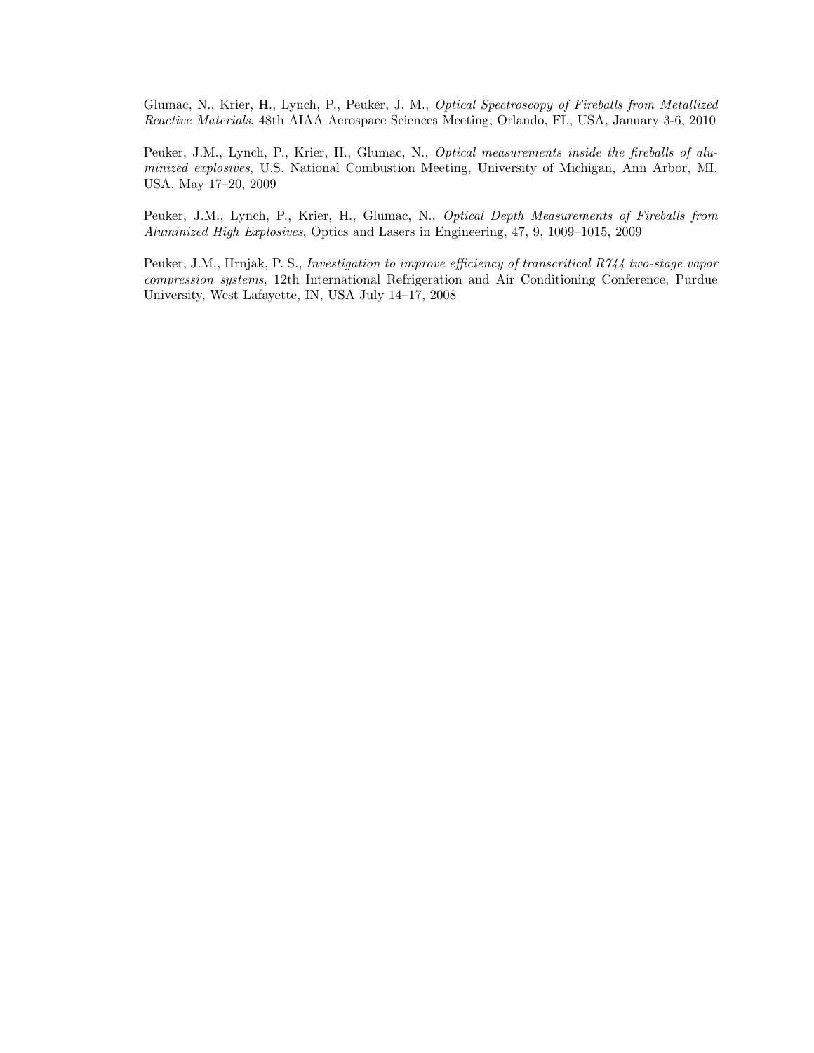Glumac, N., Krier, H., Lynch, P., Peuker, J. M., *Optical Spectroscopy of Fireballs from Metallized Reactive Materials*, 48th AIAA Aerospace Sciences Meeting, Orlando, FL, USA, January 3-6, 2010

Peuker, J.M., Lynch, P., Krier, H., Glumac, N., *Optical measurements inside the fireballs of aluminized explosives*, U.S. National Combustion Meeting, University of Michigan, Ann Arbor, MI, USA, May 17–20, 2009

Peuker, J.M., Lynch, P., Krier, H., Glumac, N., *Optical Depth Measurements of Fireballs from Aluminized High Explosives*, Optics and Lasers in Engineering, 47, 9, 1009–1015, 2009

Peuker, J.M., Hrnjak, P. S., *Investigation to improve efficiency of transcritical R744 two-stage vapor compression systems*, 12th International Refrigeration and Air Conditioning Conference, Purdue University, West Lafayette, IN, USA July 14–17, 2008